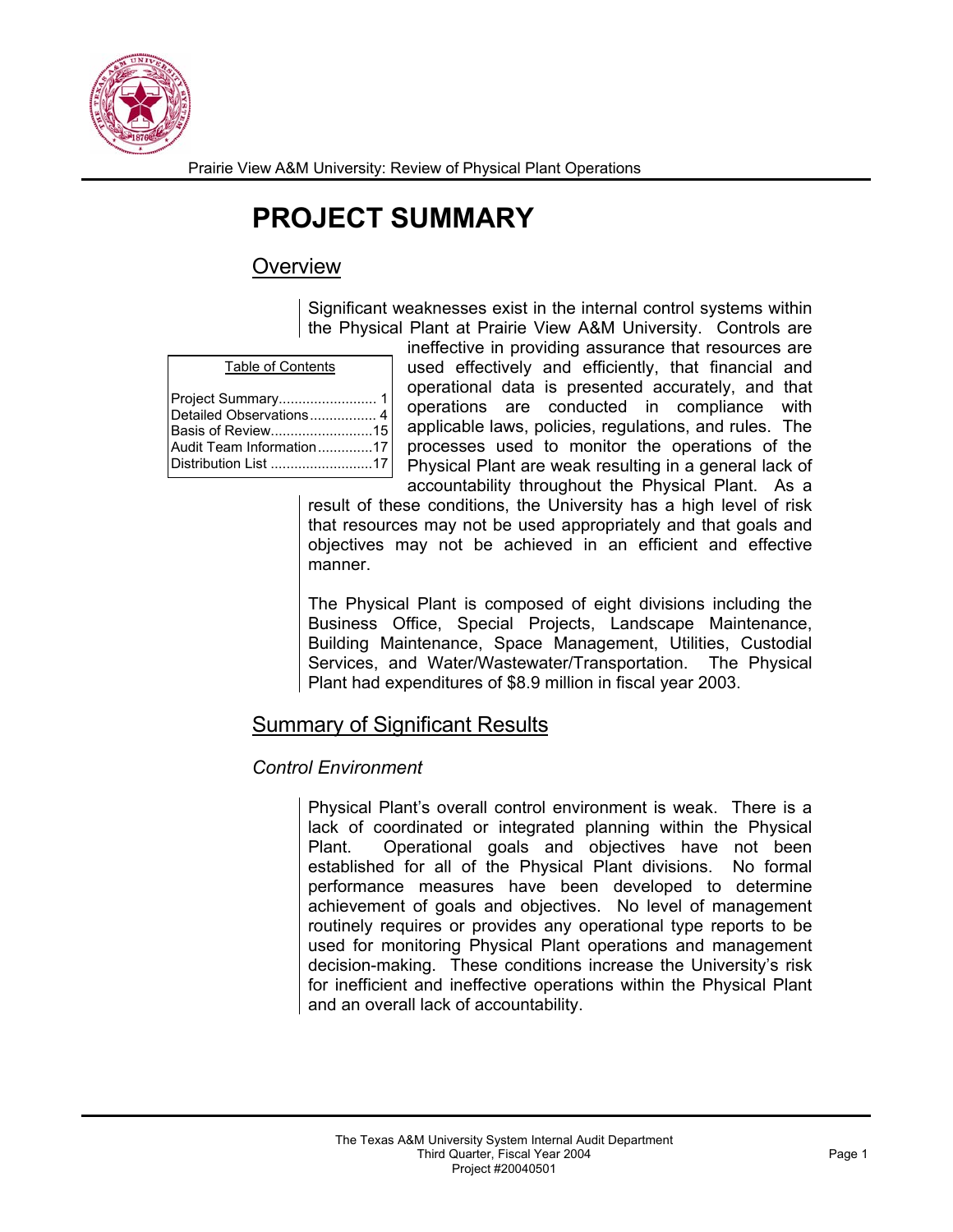Prairie View A&M University: Review of Physical Plant Operations

# PROJECT SUMMARY

## Overview

Significant weaknesses exist in the internal control systems within the Physical Plant at Prairie View A&M University. Controls are ineffective in providing assurance that resources are used effectively and efficiently, that financial and operational data is presented accurately, and that operations are conducted in compliance with applicable laws, policies, regulations, and rules. The processes used to monitor the operations of the Physical Plant are weak resulting in a general lack of accountability throughout the Physical Plant. As a result of these conditions, the University has a high level of risk that resources may not be used appropriately and that goals and objectives may not be achieved in an efficient and effective manner.

| Table of Contents | |
|---|---|
| Project Summary | 1 |
| Detailed Observations | 4 |
| Basis of Review | 15 |
| Audit Team Information | 17 |
| Distribution List | 17 |

The Physical Plant is composed of eight divisions including the Business Office, Special Projects, Landscape Maintenance, Building Maintenance, Space Management, Utilities, Custodial Services, and Water/Wastewater/Transportation. The Physical Plant had expenditures of $8.9 million in fiscal year 2003.

## Summary of Significant Results

### *Control Environment*

Physical Plant's overall control environment is weak. There is a lack of coordinated or integrated planning within the Physical Plant. Operational goals and objectives have not been established for all of the Physical Plant divisions. No formal performance measures have been developed to determine achievement of goals and objectives. No level of management routinely requires or provides any operational type reports to be used for monitoring Physical Plant operations and management decision-making. These conditions increase the University's risk for inefficient and ineffective operations within the Physical Plant and an overall lack of accountability.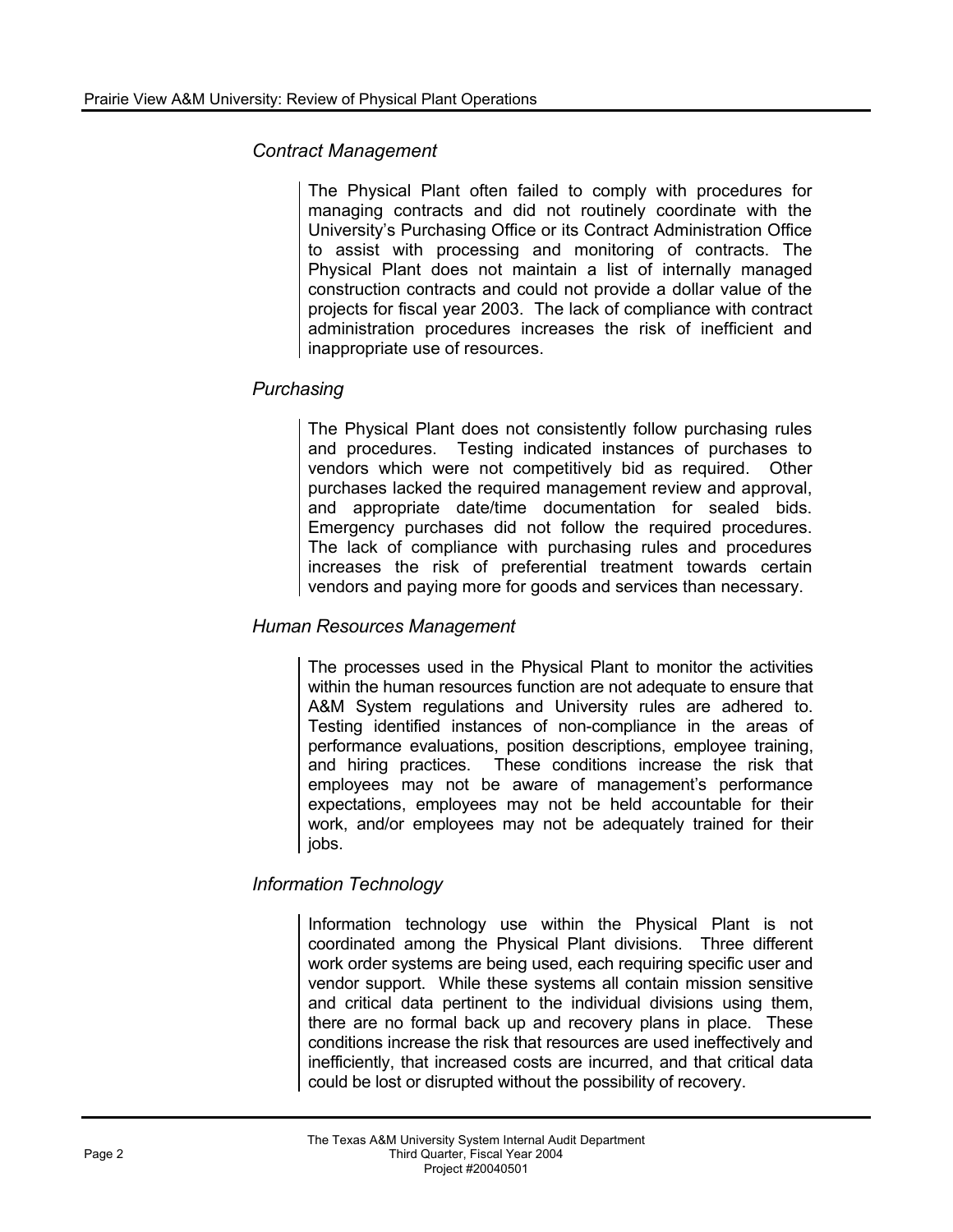### *Contract Management*

The Physical Plant often failed to comply with procedures for managing contracts and did not routinely coordinate with the University's Purchasing Office or its Contract Administration Office to assist with processing and monitoring of contracts. The Physical Plant does not maintain a list of internally managed construction contracts and could not provide a dollar value of the projects for fiscal year 2003. The lack of compliance with contract administration procedures increases the risk of inefficient and inappropriate use of resources.

### *Purchasing*

The Physical Plant does not consistently follow purchasing rules and procedures. Testing indicated instances of purchases to vendors which were not competitively bid as required. Other purchases lacked the required management review and approval, and appropriate date/time documentation for sealed bids. Emergency purchases did not follow the required procedures. The lack of compliance with purchasing rules and procedures increases the risk of preferential treatment towards certain vendors and paying more for goods and services than necessary.

### *Human Resources Management*

The processes used in the Physical Plant to monitor the activities within the human resources function are not adequate to ensure that A&M System regulations and University rules are adhered to. Testing identified instances of non-compliance in the areas of performance evaluations, position descriptions, employee training, and hiring practices. These conditions increase the risk that employees may not be aware of management's performance expectations, employees may not be held accountable for their work, and/or employees may not be adequately trained for their jobs.

### *Information Technology*

Information technology use within the Physical Plant is not coordinated among the Physical Plant divisions. Three different work order systems are being used, each requiring specific user and vendor support. While these systems all contain mission sensitive and critical data pertinent to the individual divisions using them, there are no formal back up and recovery plans in place. These conditions increase the risk that resources are used ineffectively and inefficiently, that increased costs are incurred, and that critical data could be lost or disrupted without the possibility of recovery.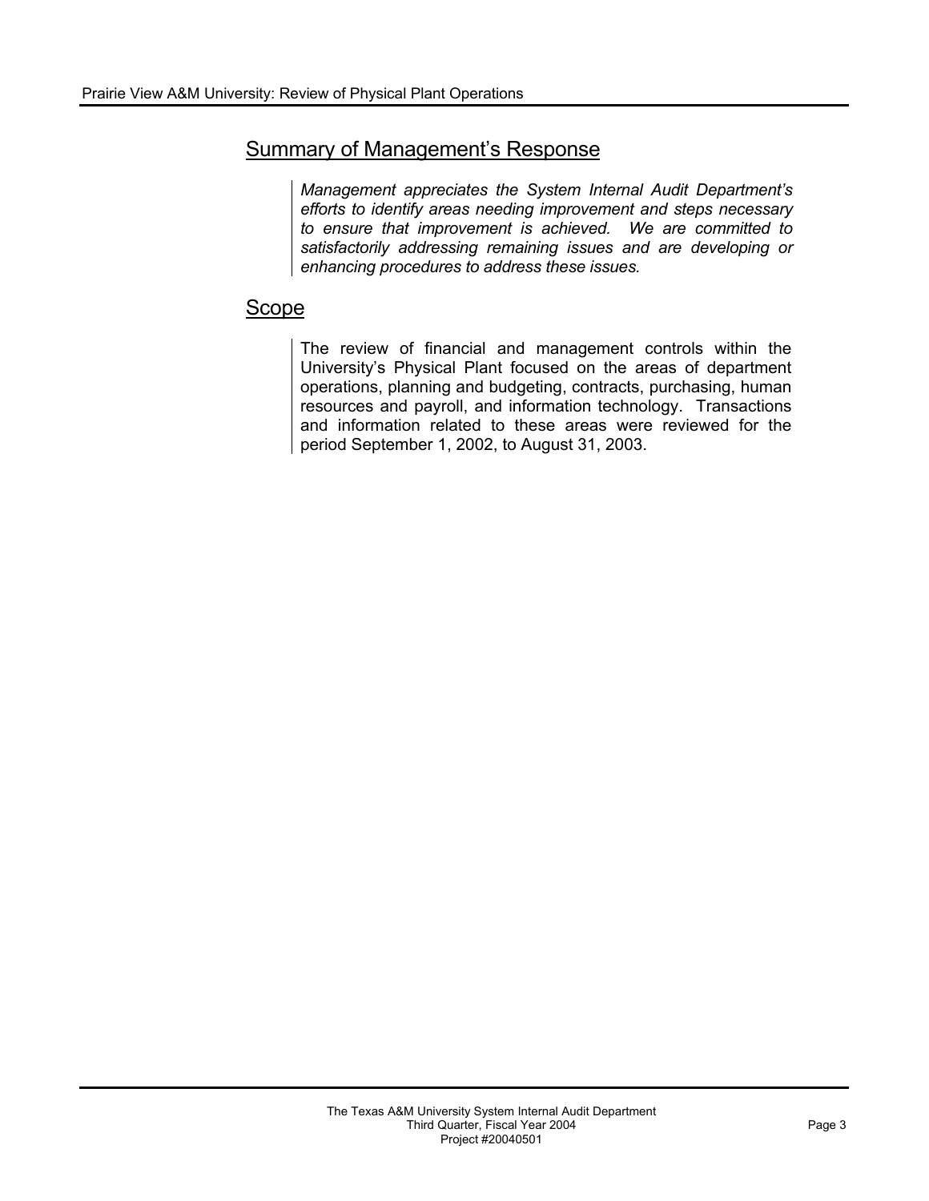## Summary of Management's Response

*Management appreciates the System Internal Audit Department's efforts to identify areas needing improvement and steps necessary to ensure that improvement is achieved. We are committed to satisfactorily addressing remaining issues and are developing or enhancing procedures to address these issues.*

## Scope

The review of financial and management controls within the University's Physical Plant focused on the areas of department operations, planning and budgeting, contracts, purchasing, human resources and payroll, and information technology. Transactions and information related to these areas were reviewed for the period September 1, 2002, to August 31, 2003.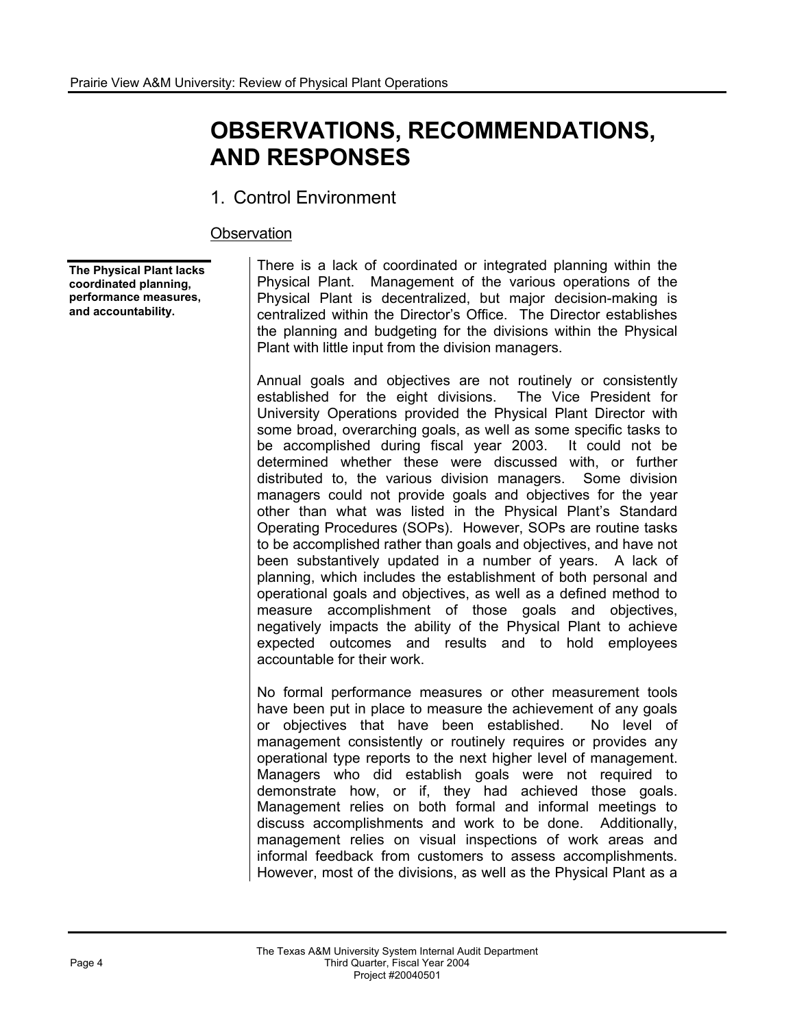# OBSERVATIONS, RECOMMENDATIONS, AND RESPONSES

## 1. Control Environment

### Observation

**The Physical Plant lacks coordinated planning, performance measures, and accountability.**

There is a lack of coordinated or integrated planning within the Physical Plant. Management of the various operations of the Physical Plant is decentralized, but major decision-making is centralized within the Director's Office. The Director establishes the planning and budgeting for the divisions within the Physical Plant with little input from the division managers.

Annual goals and objectives are not routinely or consistently established for the eight divisions. The Vice President for University Operations provided the Physical Plant Director with some broad, overarching goals, as well as some specific tasks to be accomplished during fiscal year 2003. It could not be determined whether these were discussed with, or further distributed to, the various division managers. Some division managers could not provide goals and objectives for the year other than what was listed in the Physical Plant's Standard Operating Procedures (SOPs). However, SOPs are routine tasks to be accomplished rather than goals and objectives, and have not been substantively updated in a number of years. A lack of planning, which includes the establishment of both personal and operational goals and objectives, as well as a defined method to measure accomplishment of those goals and objectives, negatively impacts the ability of the Physical Plant to achieve expected outcomes and results and to hold employees accountable for their work.

No formal performance measures or other measurement tools have been put in place to measure the achievement of any goals or objectives that have been established. No level of management consistently or routinely requires or provides any operational type reports to the next higher level of management. Managers who did establish goals were not required to demonstrate how, or if, they had achieved those goals. Management relies on both formal and informal meetings to discuss accomplishments and work to be done. Additionally, management relies on visual inspections of work areas and informal feedback from customers to assess accomplishments. However, most of the divisions, as well as the Physical Plant as a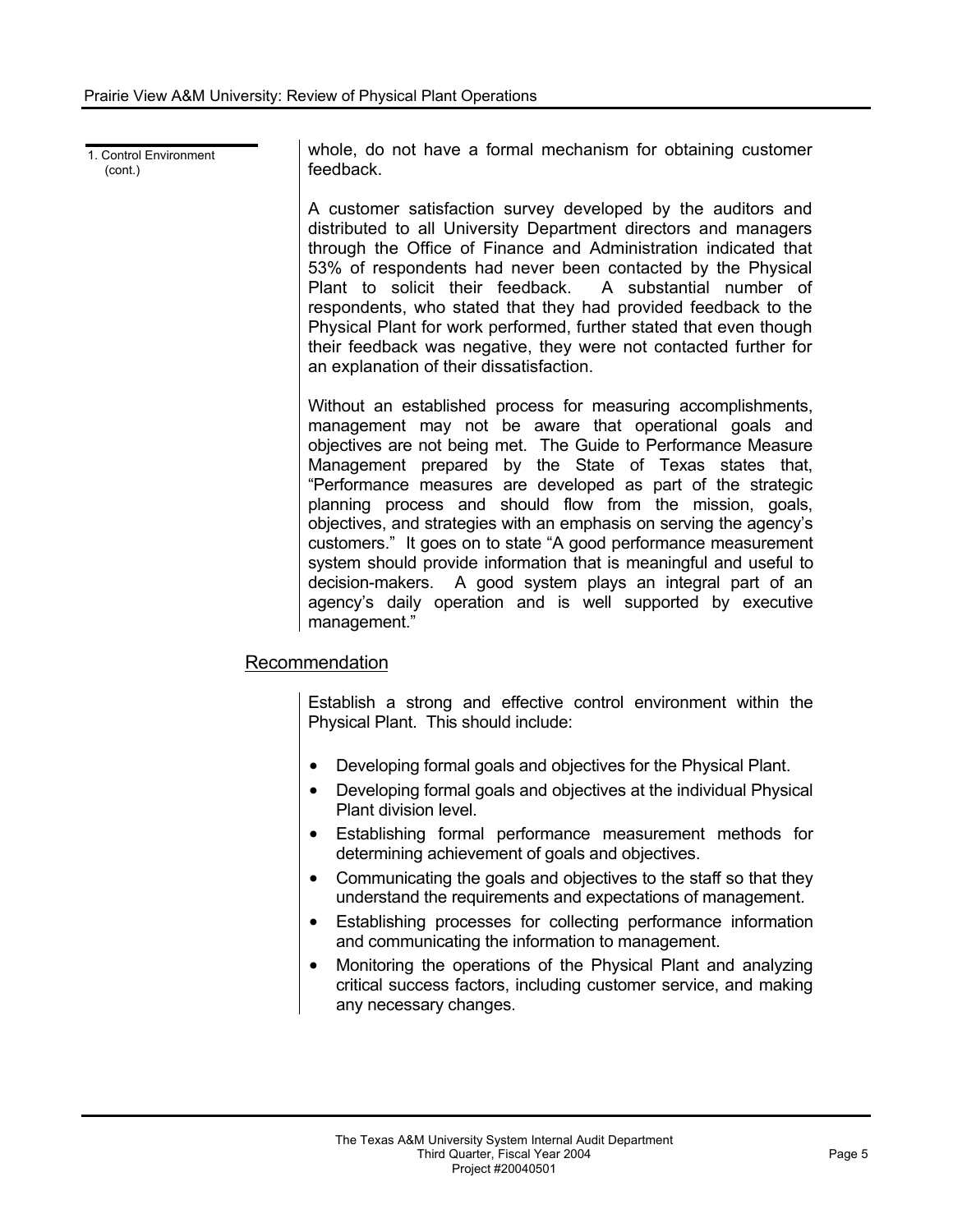1. Control Environment (cont.)

whole, do not have a formal mechanism for obtaining customer feedback.

A customer satisfaction survey developed by the auditors and distributed to all University Department directors and managers through the Office of Finance and Administration indicated that 53% of respondents had never been contacted by the Physical Plant to solicit their feedback. A substantial number of respondents, who stated that they had provided feedback to the Physical Plant for work performed, further stated that even though their feedback was negative, they were not contacted further for an explanation of their dissatisfaction.

Without an established process for measuring accomplishments, management may not be aware that operational goals and objectives are not being met. The Guide to Performance Measure Management prepared by the State of Texas states that, "Performance measures are developed as part of the strategic planning process and should flow from the mission, goals, objectives, and strategies with an emphasis on serving the agency's customers." It goes on to state "A good performance measurement system should provide information that is meaningful and useful to decision-makers. A good system plays an integral part of an agency's daily operation and is well supported by executive management."

## Recommendation

Establish a strong and effective control environment within the Physical Plant. This should include:

- Developing formal goals and objectives for the Physical Plant.
- Developing formal goals and objectives at the individual Physical Plant division level.
- Establishing formal performance measurement methods for determining achievement of goals and objectives.
- Communicating the goals and objectives to the staff so that they understand the requirements and expectations of management.
- Establishing processes for collecting performance information and communicating the information to management.
- Monitoring the operations of the Physical Plant and analyzing critical success factors, including customer service, and making any necessary changes.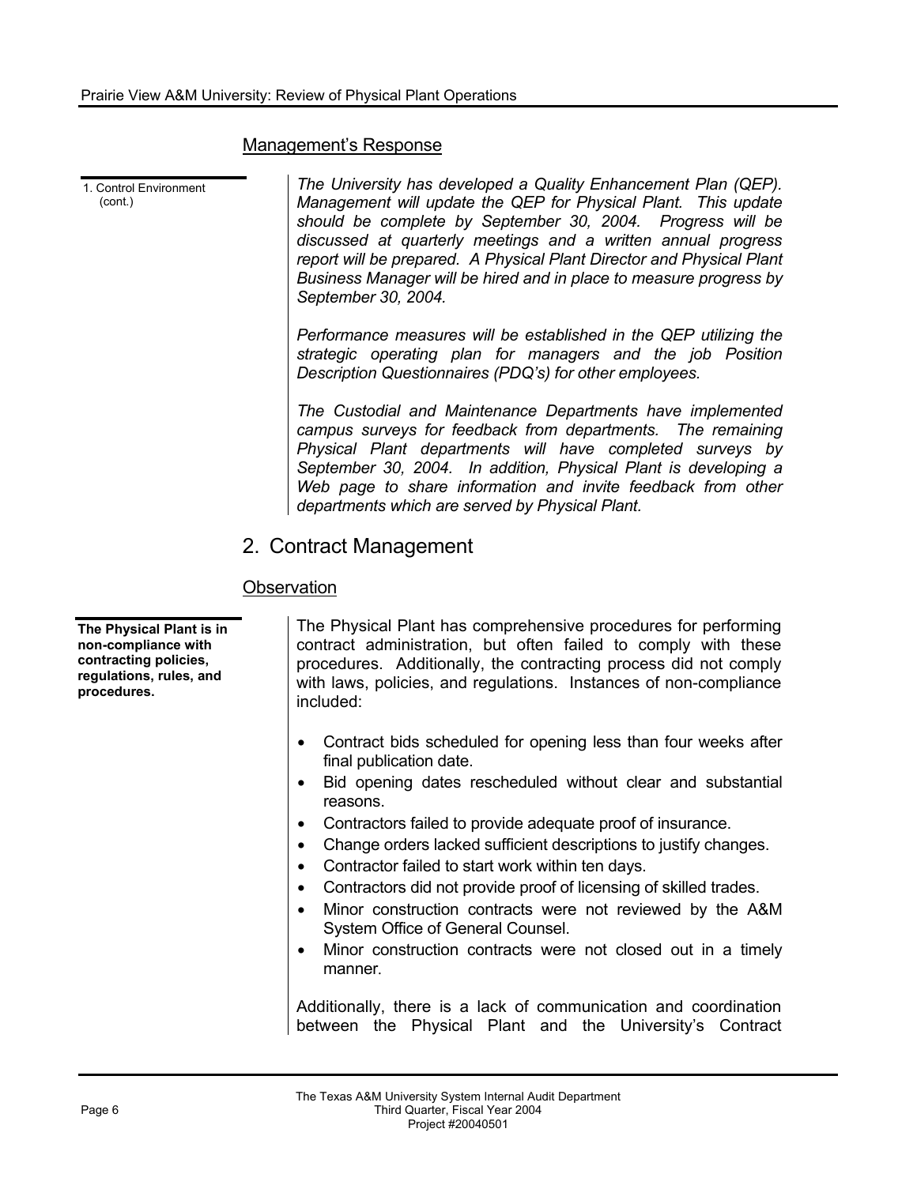## Management's Response

1. Control Environment (cont.)

*The University has developed a Quality Enhancement Plan (QEP). Management will update the QEP for Physical Plant. This update should be complete by September 30, 2004. Progress will be discussed at quarterly meetings and a written annual progress report will be prepared. A Physical Plant Director and Physical Plant Business Manager will be hired and in place to measure progress by September 30, 2004.*

*Performance measures will be established in the QEP utilizing the strategic operating plan for managers and the job Position Description Questionnaires (PDQ's) for other employees.*

*The Custodial and Maintenance Departments have implemented campus surveys for feedback from departments. The remaining Physical Plant departments will have completed surveys by September 30, 2004. In addition, Physical Plant is developing a Web page to share information and invite feedback from other departments which are served by Physical Plant.*

# 2. Contract Management

## Observation

**The Physical Plant is in non-compliance with contracting policies, regulations, rules, and procedures.**

The Physical Plant has comprehensive procedures for performing contract administration, but often failed to comply with these procedures. Additionally, the contracting process did not comply with laws, policies, and regulations. Instances of non-compliance included:

- Contract bids scheduled for opening less than four weeks after final publication date.
- Bid opening dates rescheduled without clear and substantial reasons.
- Contractors failed to provide adequate proof of insurance.
- Change orders lacked sufficient descriptions to justify changes.
- Contractor failed to start work within ten days.
- Contractors did not provide proof of licensing of skilled trades.
- Minor construction contracts were not reviewed by the A&M System Office of General Counsel.
- Minor construction contracts were not closed out in a timely manner.

Additionally, there is a lack of communication and coordination between the Physical Plant and the University's Contract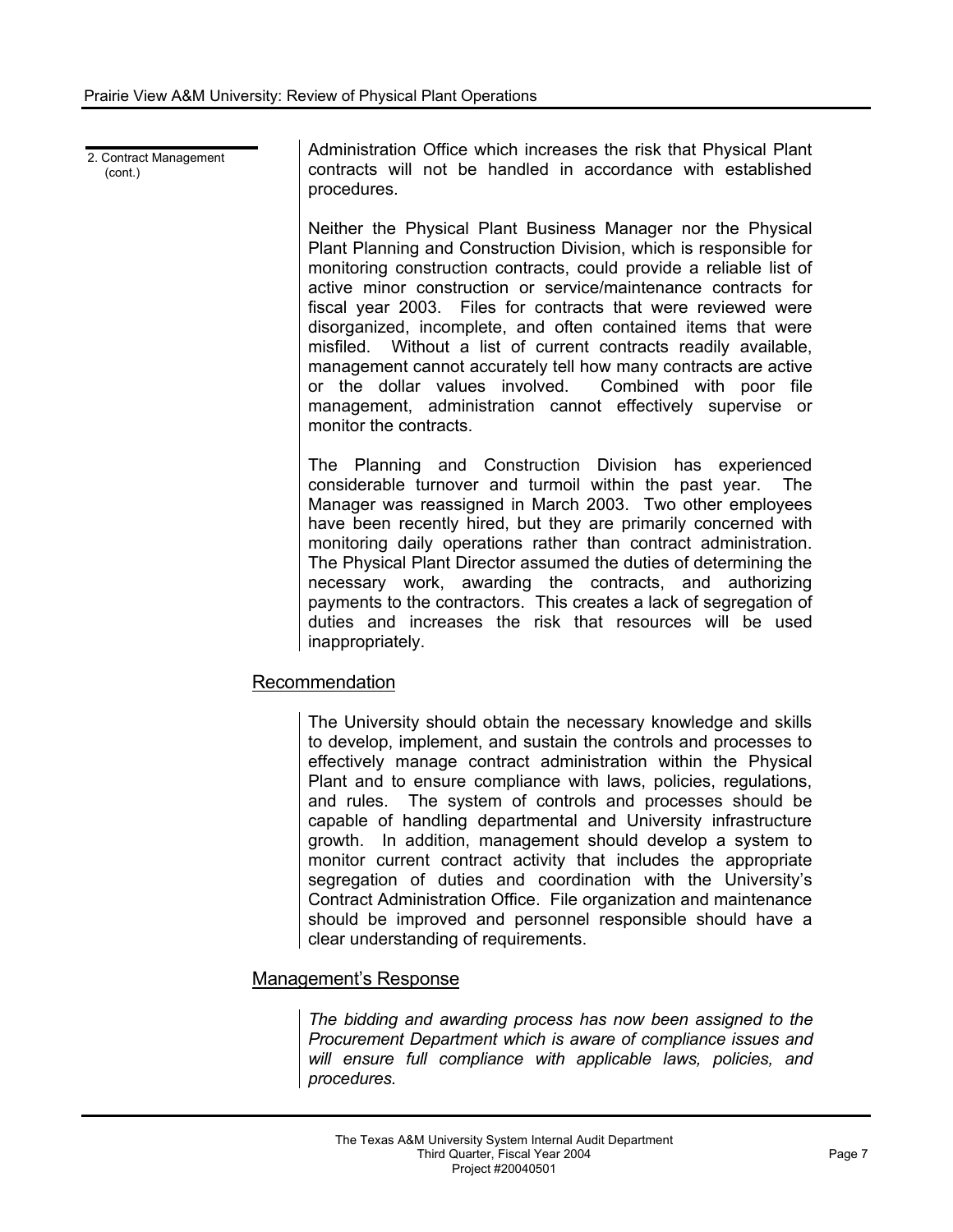2. Contract Management (cont.)

Administration Office which increases the risk that Physical Plant contracts will not be handled in accordance with established procedures.

Neither the Physical Plant Business Manager nor the Physical Plant Planning and Construction Division, which is responsible for monitoring construction contracts, could provide a reliable list of active minor construction or service/maintenance contracts for fiscal year 2003. Files for contracts that were reviewed were disorganized, incomplete, and often contained items that were misfiled. Without a list of current contracts readily available, management cannot accurately tell how many contracts are active or the dollar values involved. Combined with poor file management, administration cannot effectively supervise or monitor the contracts.

The Planning and Construction Division has experienced considerable turnover and turmoil within the past year. The Manager was reassigned in March 2003. Two other employees have been recently hired, but they are primarily concerned with monitoring daily operations rather than contract administration. The Physical Plant Director assumed the duties of determining the necessary work, awarding the contracts, and authorizing payments to the contractors. This creates a lack of segregation of duties and increases the risk that resources will be used inappropriately.

## Recommendation

The University should obtain the necessary knowledge and skills to develop, implement, and sustain the controls and processes to effectively manage contract administration within the Physical Plant and to ensure compliance with laws, policies, regulations, and rules. The system of controls and processes should be capable of handling departmental and University infrastructure growth. In addition, management should develop a system to monitor current contract activity that includes the appropriate segregation of duties and coordination with the University's Contract Administration Office. File organization and maintenance should be improved and personnel responsible should have a clear understanding of requirements.

## Management's Response

*The bidding and awarding process has now been assigned to the Procurement Department which is aware of compliance issues and will ensure full compliance with applicable laws, policies, and procedures.*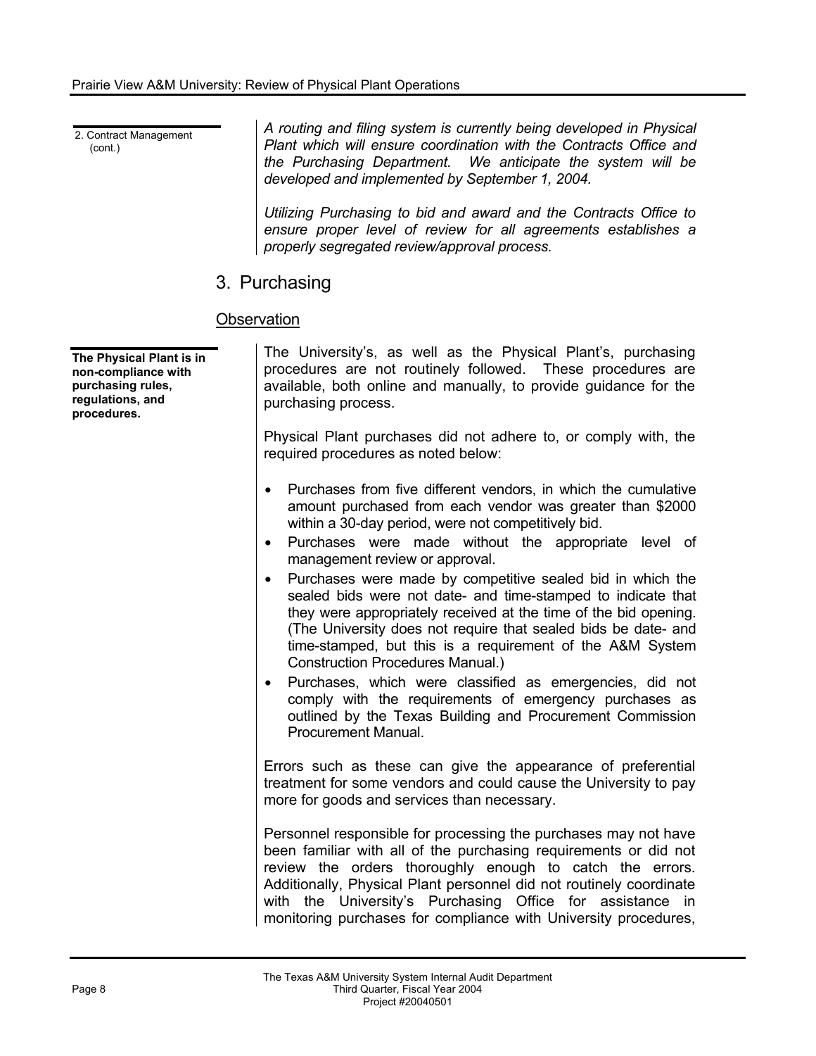2. Contract Management (cont.)

*A routing and filing system is currently being developed in Physical Plant which will ensure coordination with the Contracts Office and the Purchasing Department. We anticipate the system will be developed and implemented by September 1, 2004.*

*Utilizing Purchasing to bid and award and the Contracts Office to ensure proper level of review for all agreements establishes a properly segregated review/approval process.*

## 3. Purchasing

### Observation

**The Physical Plant is in non-compliance with purchasing rules, regulations, and procedures.**

The University's, as well as the Physical Plant's, purchasing procedures are not routinely followed. These procedures are available, both online and manually, to provide guidance for the purchasing process.

Physical Plant purchases did not adhere to, or comply with, the required procedures as noted below:

- Purchases from five different vendors, in which the cumulative amount purchased from each vendor was greater than $2000 within a 30-day period, were not competitively bid.
- Purchases were made without the appropriate level of management review or approval.
- Purchases were made by competitive sealed bid in which the sealed bids were not date- and time-stamped to indicate that they were appropriately received at the time of the bid opening. (The University does not require that sealed bids be date- and time-stamped, but this is a requirement of the A&M System Construction Procedures Manual.)
- Purchases, which were classified as emergencies, did not comply with the requirements of emergency purchases as outlined by the Texas Building and Procurement Commission Procurement Manual.

Errors such as these can give the appearance of preferential treatment for some vendors and could cause the University to pay more for goods and services than necessary.

Personnel responsible for processing the purchases may not have been familiar with all of the purchasing requirements or did not review the orders thoroughly enough to catch the errors. Additionally, Physical Plant personnel did not routinely coordinate with the University's Purchasing Office for assistance in monitoring purchases for compliance with University procedures,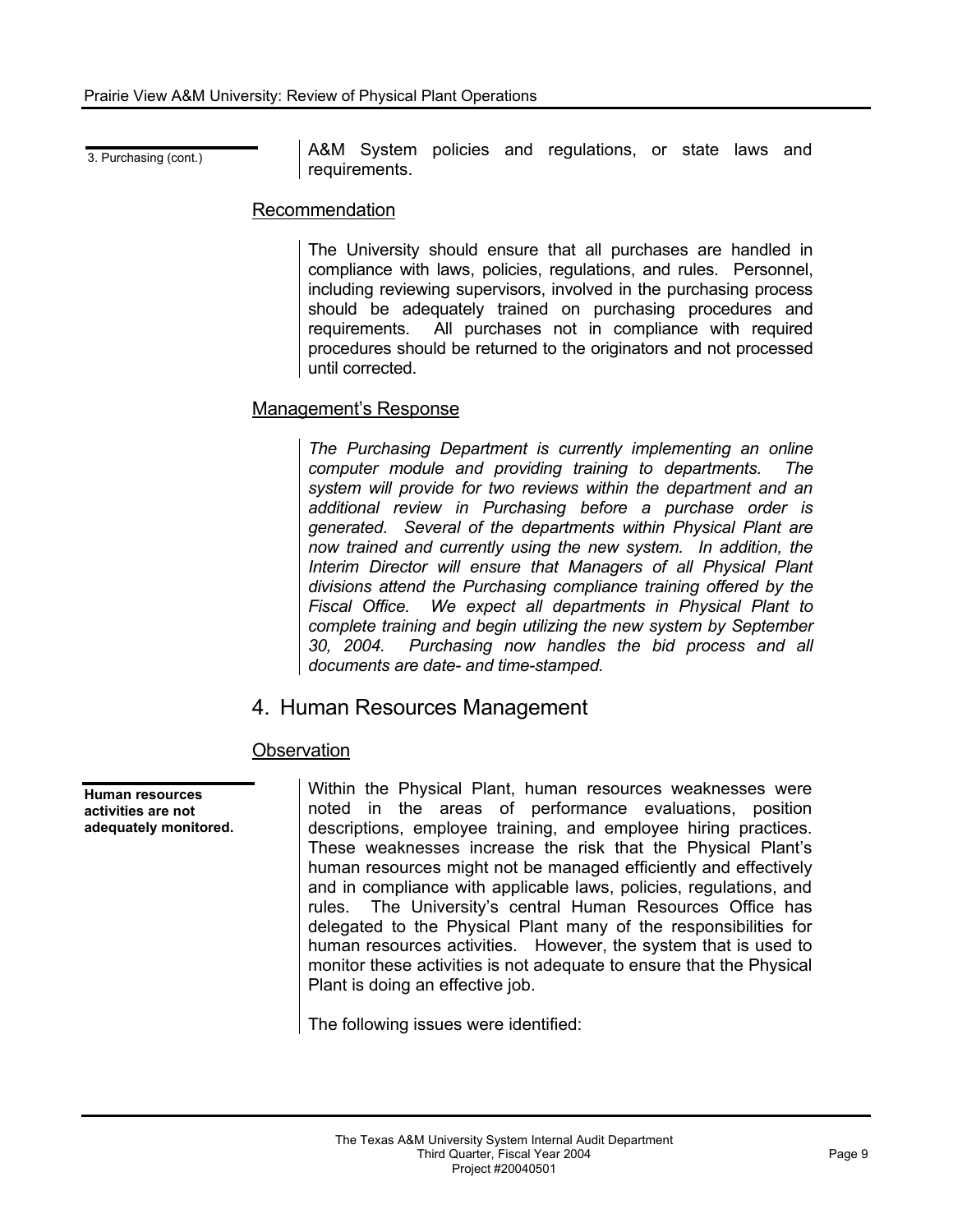3. Purchasing (cont.)

A&M System policies and regulations, or state laws and requirements.

### Recommendation

The University should ensure that all purchases are handled in compliance with laws, policies, regulations, and rules. Personnel, including reviewing supervisors, involved in the purchasing process should be adequately trained on purchasing procedures and requirements. All purchases not in compliance with required procedures should be returned to the originators and not processed until corrected.

### Management's Response

*The Purchasing Department is currently implementing an online computer module and providing training to departments. The system will provide for two reviews within the department and an additional review in Purchasing before a purchase order is generated. Several of the departments within Physical Plant are now trained and currently using the new system. In addition, the Interim Director will ensure that Managers of all Physical Plant divisions attend the Purchasing compliance training offered by the Fiscal Office. We expect all departments in Physical Plant to complete training and begin utilizing the new system by September 30, 2004. Purchasing now handles the bid process and all documents are date- and time-stamped.*

## 4. Human Resources Management

### Observation

**Human resources activities are not adequately monitored.**

Within the Physical Plant, human resources weaknesses were noted in the areas of performance evaluations, position descriptions, employee training, and employee hiring practices. These weaknesses increase the risk that the Physical Plant's human resources might not be managed efficiently and effectively and in compliance with applicable laws, policies, regulations, and rules. The University's central Human Resources Office has delegated to the Physical Plant many of the responsibilities for human resources activities. However, the system that is used to monitor these activities is not adequate to ensure that the Physical Plant is doing an effective job.

The following issues were identified: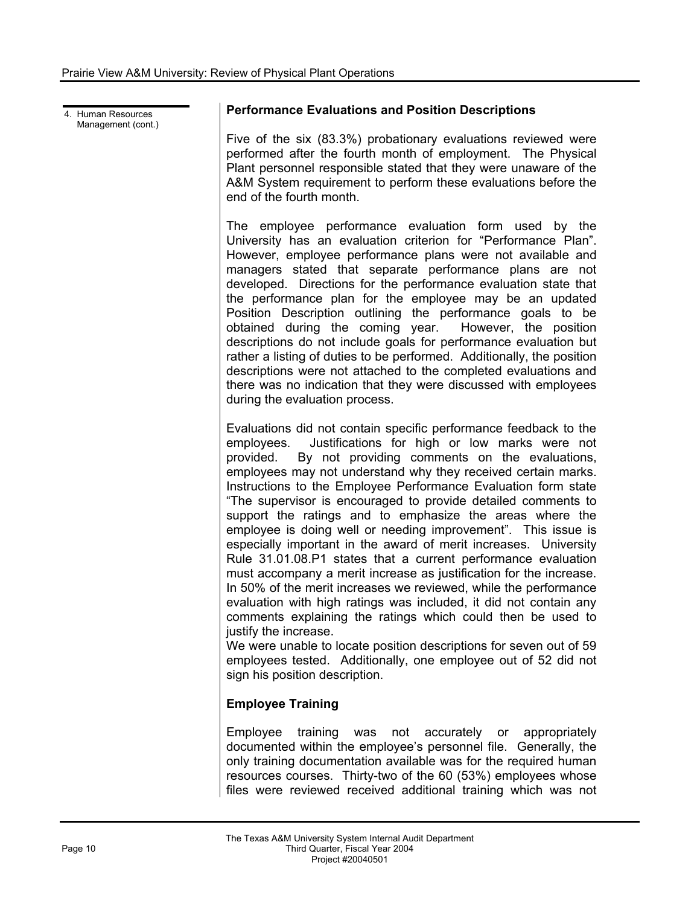4. Human Resources Management (cont.)

**Performance Evaluations and Position Descriptions**

Five of the six (83.3%) probationary evaluations reviewed were performed after the fourth month of employment. The Physical Plant personnel responsible stated that they were unaware of the A&M System requirement to perform these evaluations before the end of the fourth month.

The employee performance evaluation form used by the University has an evaluation criterion for "Performance Plan". However, employee performance plans were not available and managers stated that separate performance plans are not developed. Directions for the performance evaluation state that the performance plan for the employee may be an updated Position Description outlining the performance goals to be obtained during the coming year. However, the position descriptions do not include goals for performance evaluation but rather a listing of duties to be performed. Additionally, the position descriptions were not attached to the completed evaluations and there was no indication that they were discussed with employees during the evaluation process.

Evaluations did not contain specific performance feedback to the employees. Justifications for high or low marks were not provided. By not providing comments on the evaluations, employees may not understand why they received certain marks. Instructions to the Employee Performance Evaluation form state "The supervisor is encouraged to provide detailed comments to support the ratings and to emphasize the areas where the employee is doing well or needing improvement". This issue is especially important in the award of merit increases. University Rule 31.01.08.P1 states that a current performance evaluation must accompany a merit increase as justification for the increase. In 50% of the merit increases we reviewed, while the performance evaluation with high ratings was included, it did not contain any comments explaining the ratings which could then be used to justify the increase.

We were unable to locate position descriptions for seven out of 59 employees tested. Additionally, one employee out of 52 did not sign his position description.

**Employee Training**

Employee training was not accurately or appropriately documented within the employee's personnel file. Generally, the only training documentation available was for the required human resources courses. Thirty-two of the 60 (53%) employees whose files were reviewed received additional training which was not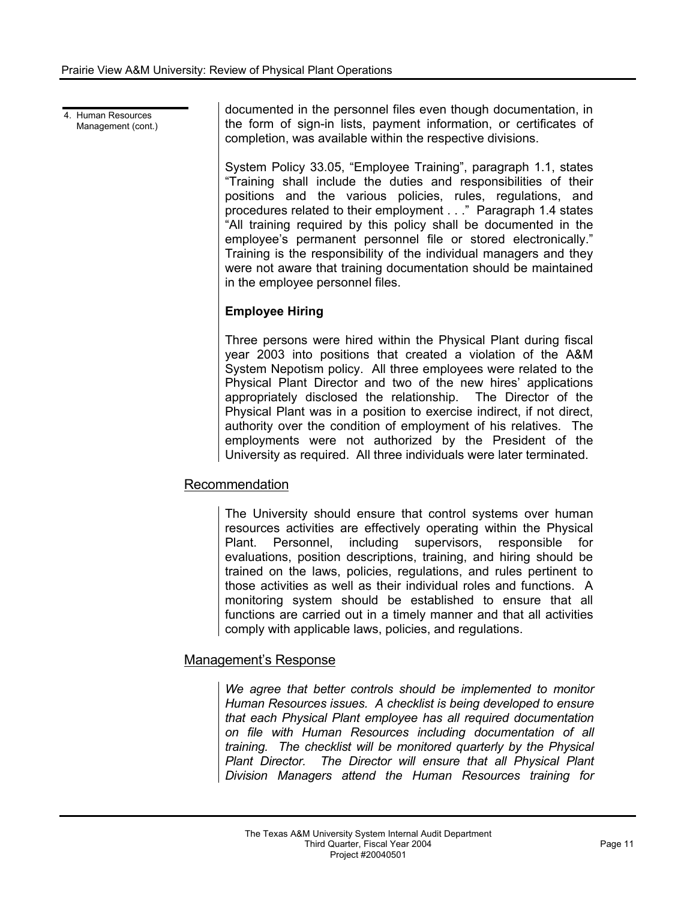4. Human Resources Management (cont.)

documented in the personnel files even though documentation, in the form of sign-in lists, payment information, or certificates of completion, was available within the respective divisions.

System Policy 33.05, "Employee Training", paragraph 1.1, states "Training shall include the duties and responsibilities of their positions and the various policies, rules, regulations, and procedures related to their employment . . ." Paragraph 1.4 states "All training required by this policy shall be documented in the employee's permanent personnel file or stored electronically." Training is the responsibility of the individual managers and they were not aware that training documentation should be maintained in the employee personnel files.

**Employee Hiring**

Three persons were hired within the Physical Plant during fiscal year 2003 into positions that created a violation of the A&M System Nepotism policy. All three employees were related to the Physical Plant Director and two of the new hires' applications appropriately disclosed the relationship. The Director of the Physical Plant was in a position to exercise indirect, if not direct, authority over the condition of employment of his relatives. The employments were not authorized by the President of the University as required. All three individuals were later terminated.

## Recommendation

The University should ensure that control systems over human resources activities are effectively operating within the Physical Plant. Personnel, including supervisors, responsible for evaluations, position descriptions, training, and hiring should be trained on the laws, policies, regulations, and rules pertinent to those activities as well as their individual roles and functions. A monitoring system should be established to ensure that all functions are carried out in a timely manner and that all activities comply with applicable laws, policies, and regulations.

## Management's Response

*We agree that better controls should be implemented to monitor Human Resources issues. A checklist is being developed to ensure that each Physical Plant employee has all required documentation on file with Human Resources including documentation of all training. The checklist will be monitored quarterly by the Physical Plant Director. The Director will ensure that all Physical Plant Division Managers attend the Human Resources training for*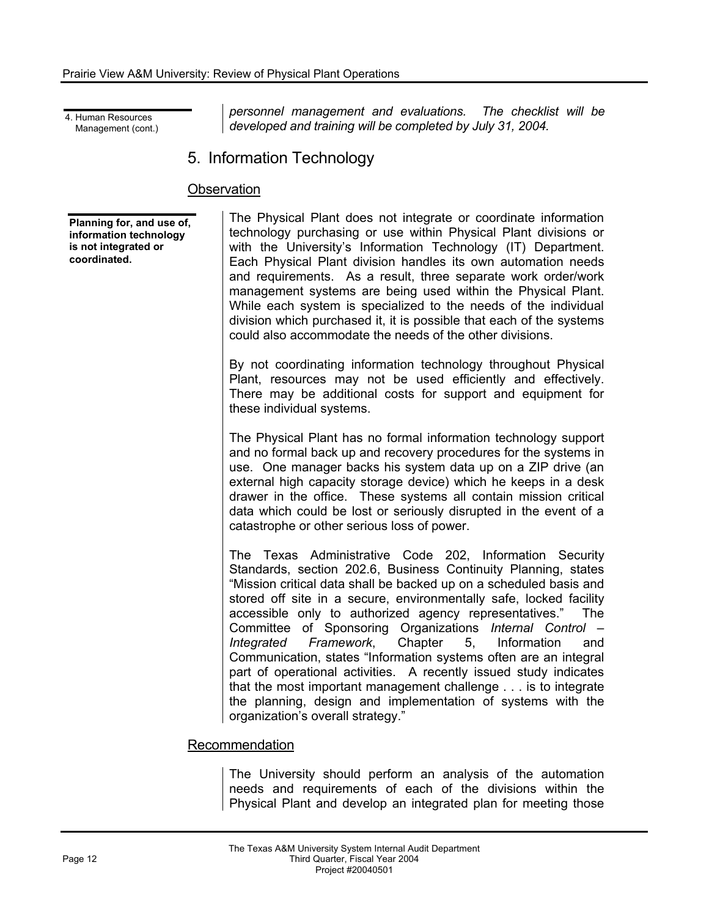4. Human Resources Management (cont.)

*personnel management and evaluations. The checklist will be developed and training will be completed by July 31, 2004.*

## 5. Information Technology

### Observation

**Planning for, and use of, information technology is not integrated or coordinated.**

The Physical Plant does not integrate or coordinate information technology purchasing or use within Physical Plant divisions or with the University's Information Technology (IT) Department. Each Physical Plant division handles its own automation needs and requirements. As a result, three separate work order/work management systems are being used within the Physical Plant. While each system is specialized to the needs of the individual division which purchased it, it is possible that each of the systems could also accommodate the needs of the other divisions.

By not coordinating information technology throughout Physical Plant, resources may not be used efficiently and effectively. There may be additional costs for support and equipment for these individual systems.

The Physical Plant has no formal information technology support and no formal back up and recovery procedures for the systems in use. One manager backs his system data up on a ZIP drive (an external high capacity storage device) which he keeps in a desk drawer in the office. These systems all contain mission critical data which could be lost or seriously disrupted in the event of a catastrophe or other serious loss of power.

The Texas Administrative Code 202, Information Security Standards, section 202.6, Business Continuity Planning, states "Mission critical data shall be backed up on a scheduled basis and stored off site in a secure, environmentally safe, locked facility accessible only to authorized agency representatives." The Committee of Sponsoring Organizations *Internal Control – Integrated Framework*, Chapter 5, Information and Communication, states "Information systems often are an integral part of operational activities. A recently issued study indicates that the most important management challenge . . . is to integrate the planning, design and implementation of systems with the organization's overall strategy."

### Recommendation

The University should perform an analysis of the automation needs and requirements of each of the divisions within the Physical Plant and develop an integrated plan for meeting those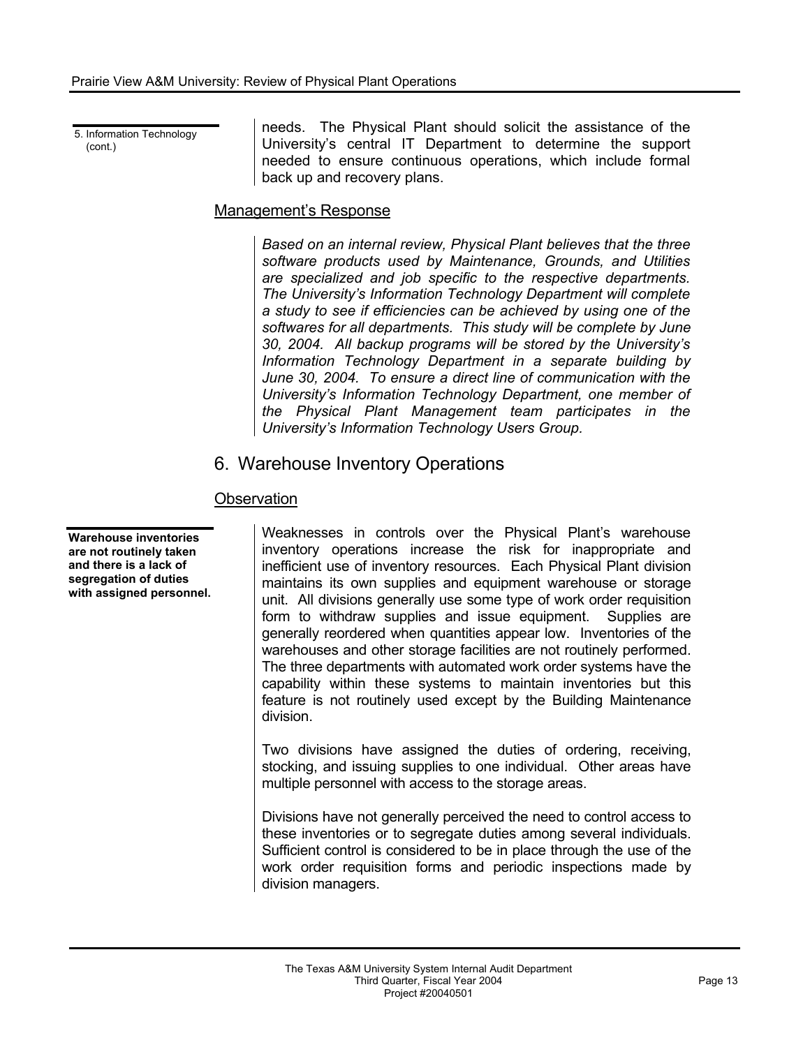5. Information Technology (cont.)

needs. The Physical Plant should solicit the assistance of the University's central IT Department to determine the support needed to ensure continuous operations, which include formal back up and recovery plans.

### Management's Response

*Based on an internal review, Physical Plant believes that the three software products used by Maintenance, Grounds, and Utilities are specialized and job specific to the respective departments. The University's Information Technology Department will complete a study to see if efficiencies can be achieved by using one of the softwares for all departments. This study will be complete by June 30, 2004. All backup programs will be stored by the University's Information Technology Department in a separate building by June 30, 2004. To ensure a direct line of communication with the University's Information Technology Department, one member of the Physical Plant Management team participates in the University's Information Technology Users Group.*

## 6. Warehouse Inventory Operations

### Observation

**Warehouse inventories are not routinely taken and there is a lack of segregation of duties with assigned personnel.**

Weaknesses in controls over the Physical Plant's warehouse inventory operations increase the risk for inappropriate and inefficient use of inventory resources. Each Physical Plant division maintains its own supplies and equipment warehouse or storage unit. All divisions generally use some type of work order requisition form to withdraw supplies and issue equipment. Supplies are generally reordered when quantities appear low. Inventories of the warehouses and other storage facilities are not routinely performed. The three departments with automated work order systems have the capability within these systems to maintain inventories but this feature is not routinely used except by the Building Maintenance division.

Two divisions have assigned the duties of ordering, receiving, stocking, and issuing supplies to one individual. Other areas have multiple personnel with access to the storage areas.

Divisions have not generally perceived the need to control access to these inventories or to segregate duties among several individuals. Sufficient control is considered to be in place through the use of the work order requisition forms and periodic inspections made by division managers.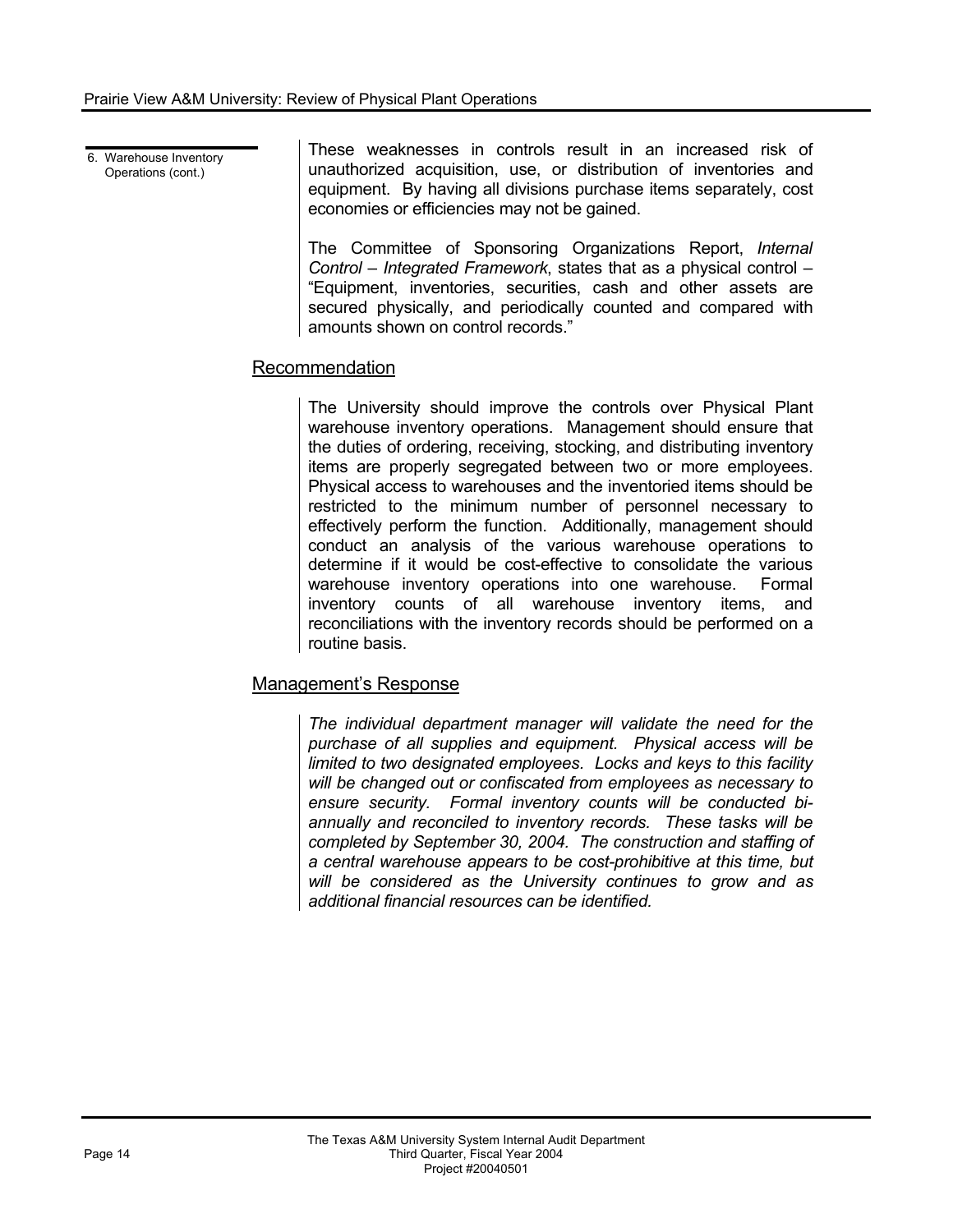6. Warehouse Inventory Operations (cont.)

These weaknesses in controls result in an increased risk of unauthorized acquisition, use, or distribution of inventories and equipment. By having all divisions purchase items separately, cost economies or efficiencies may not be gained.

The Committee of Sponsoring Organizations Report, *Internal Control – Integrated Framework*, states that as a physical control – "Equipment, inventories, securities, cash and other assets are secured physically, and periodically counted and compared with amounts shown on control records."

## Recommendation

The University should improve the controls over Physical Plant warehouse inventory operations. Management should ensure that the duties of ordering, receiving, stocking, and distributing inventory items are properly segregated between two or more employees. Physical access to warehouses and the inventoried items should be restricted to the minimum number of personnel necessary to effectively perform the function. Additionally, management should conduct an analysis of the various warehouse operations to determine if it would be cost-effective to consolidate the various warehouse inventory operations into one warehouse. Formal inventory counts of all warehouse inventory items, and reconciliations with the inventory records should be performed on a routine basis.

## Management's Response

*The individual department manager will validate the need for the purchase of all supplies and equipment. Physical access will be limited to two designated employees. Locks and keys to this facility will be changed out or confiscated from employees as necessary to ensure security. Formal inventory counts will be conducted bi-annually and reconciled to inventory records. These tasks will be completed by September 30, 2004. The construction and staffing of a central warehouse appears to be cost-prohibitive at this time, but will be considered as the University continues to grow and as additional financial resources can be identified.*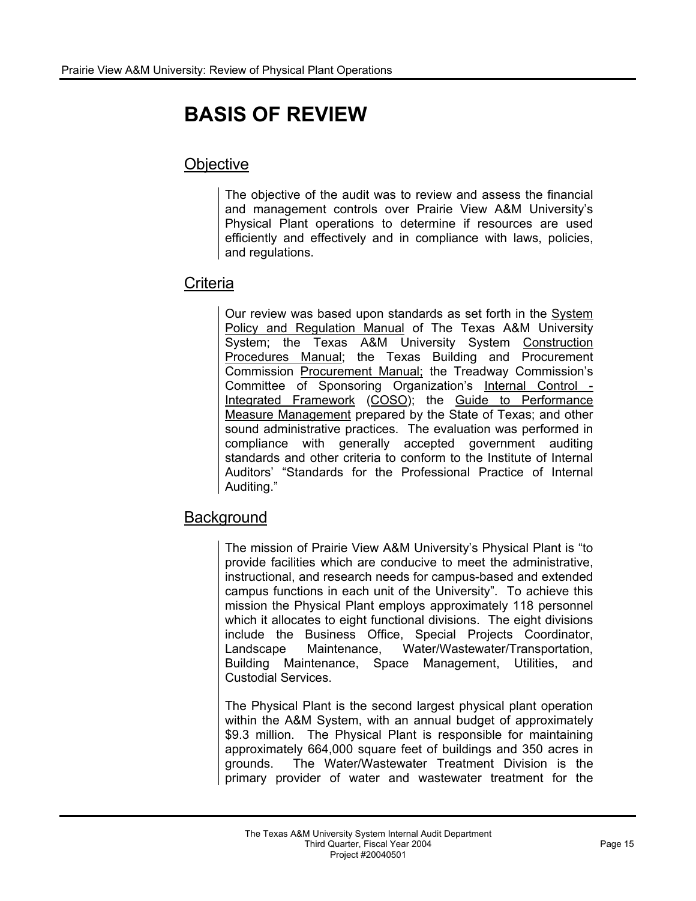# BASIS OF REVIEW

## Objective

The objective of the audit was to review and assess the financial and management controls over Prairie View A&M University's Physical Plant operations to determine if resources are used efficiently and effectively and in compliance with laws, policies, and regulations.

## Criteria

Our review was based upon standards as set forth in the System Policy and Regulation Manual of The Texas A&M University System; the Texas A&M University System Construction Procedures Manual; the Texas Building and Procurement Commission Procurement Manual; the Treadway Commission's Committee of Sponsoring Organization's Internal Control - Integrated Framework (COSO); the Guide to Performance Measure Management prepared by the State of Texas; and other sound administrative practices. The evaluation was performed in compliance with generally accepted government auditing standards and other criteria to conform to the Institute of Internal Auditors' "Standards for the Professional Practice of Internal Auditing."

## Background

The mission of Prairie View A&M University's Physical Plant is "to provide facilities which are conducive to meet the administrative, instructional, and research needs for campus-based and extended campus functions in each unit of the University". To achieve this mission the Physical Plant employs approximately 118 personnel which it allocates to eight functional divisions. The eight divisions include the Business Office, Special Projects Coordinator, Landscape Maintenance, Water/Wastewater/Transportation, Building Maintenance, Space Management, Utilities, and Custodial Services.

The Physical Plant is the second largest physical plant operation within the A&M System, with an annual budget of approximately $9.3 million. The Physical Plant is responsible for maintaining approximately 664,000 square feet of buildings and 350 acres in grounds. The Water/Wastewater Treatment Division is the primary provider of water and wastewater treatment for the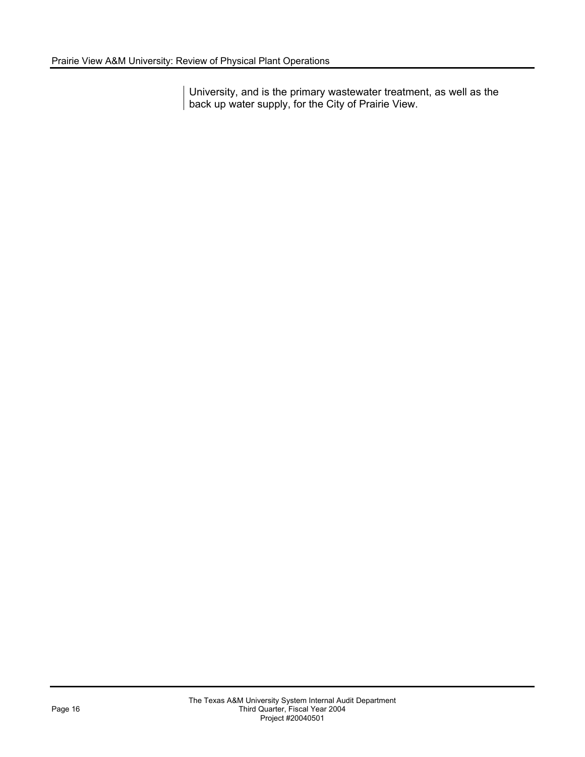University, and is the primary wastewater treatment, as well as the back up water supply, for the City of Prairie View.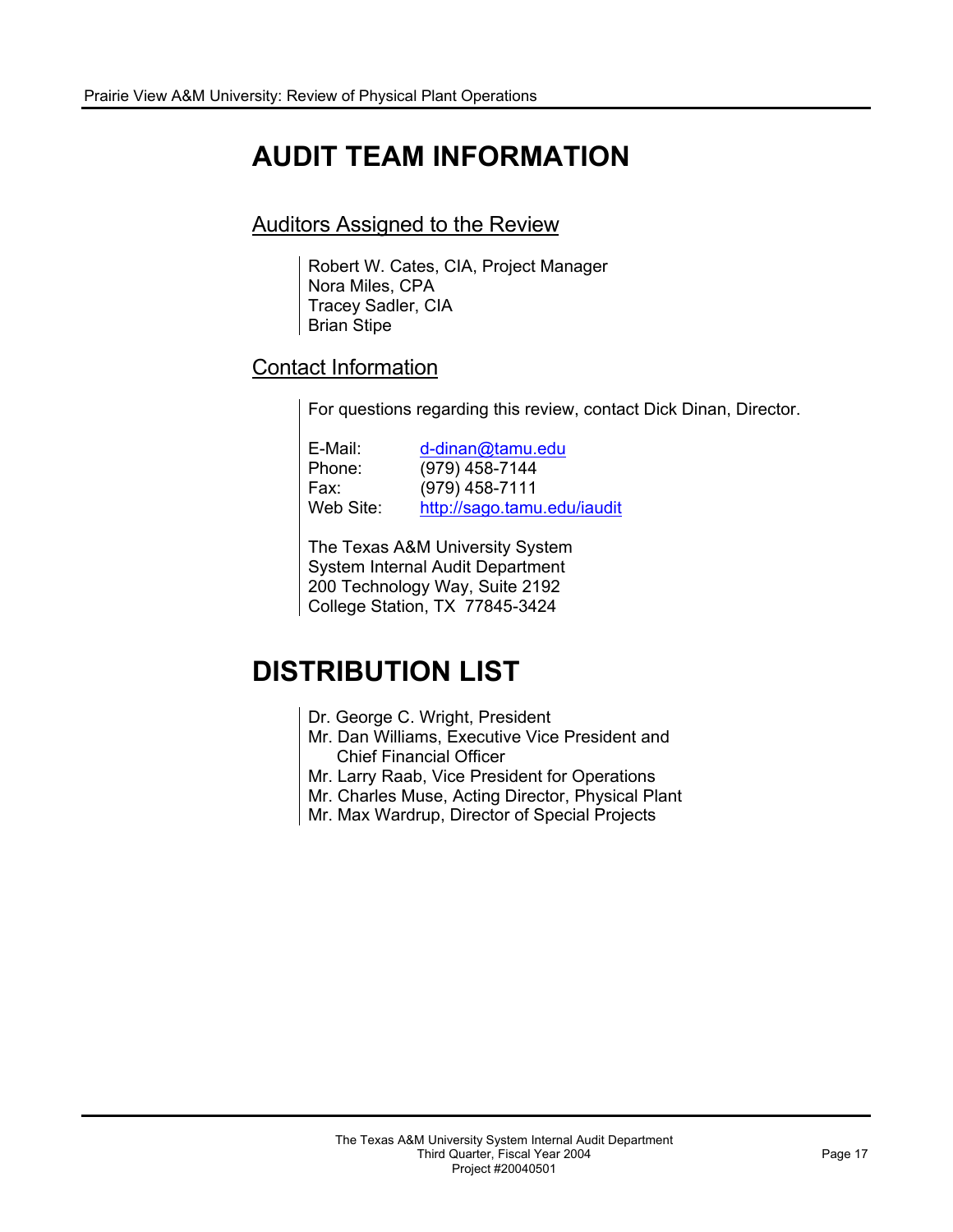# AUDIT TEAM INFORMATION

## Auditors Assigned to the Review

Robert W. Cates, CIA, Project Manager
Nora Miles, CPA
Tracey Sadler, CIA
Brian Stipe

## Contact Information

For questions regarding this review, contact Dick Dinan, Director.

E-Mail: d-dinan@tamu.edu
Phone: (979) 458-7144
Fax: (979) 458-7111
Web Site: http://sago.tamu.edu/iaudit

The Texas A&M University System
System Internal Audit Department
200 Technology Way, Suite 2192
College Station, TX 77845-3424

# DISTRIBUTION LIST

Dr. George C. Wright, President
Mr. Dan Williams, Executive Vice President and Chief Financial Officer
Mr. Larry Raab, Vice President for Operations
Mr. Charles Muse, Acting Director, Physical Plant
Mr. Max Wardrup, Director of Special Projects